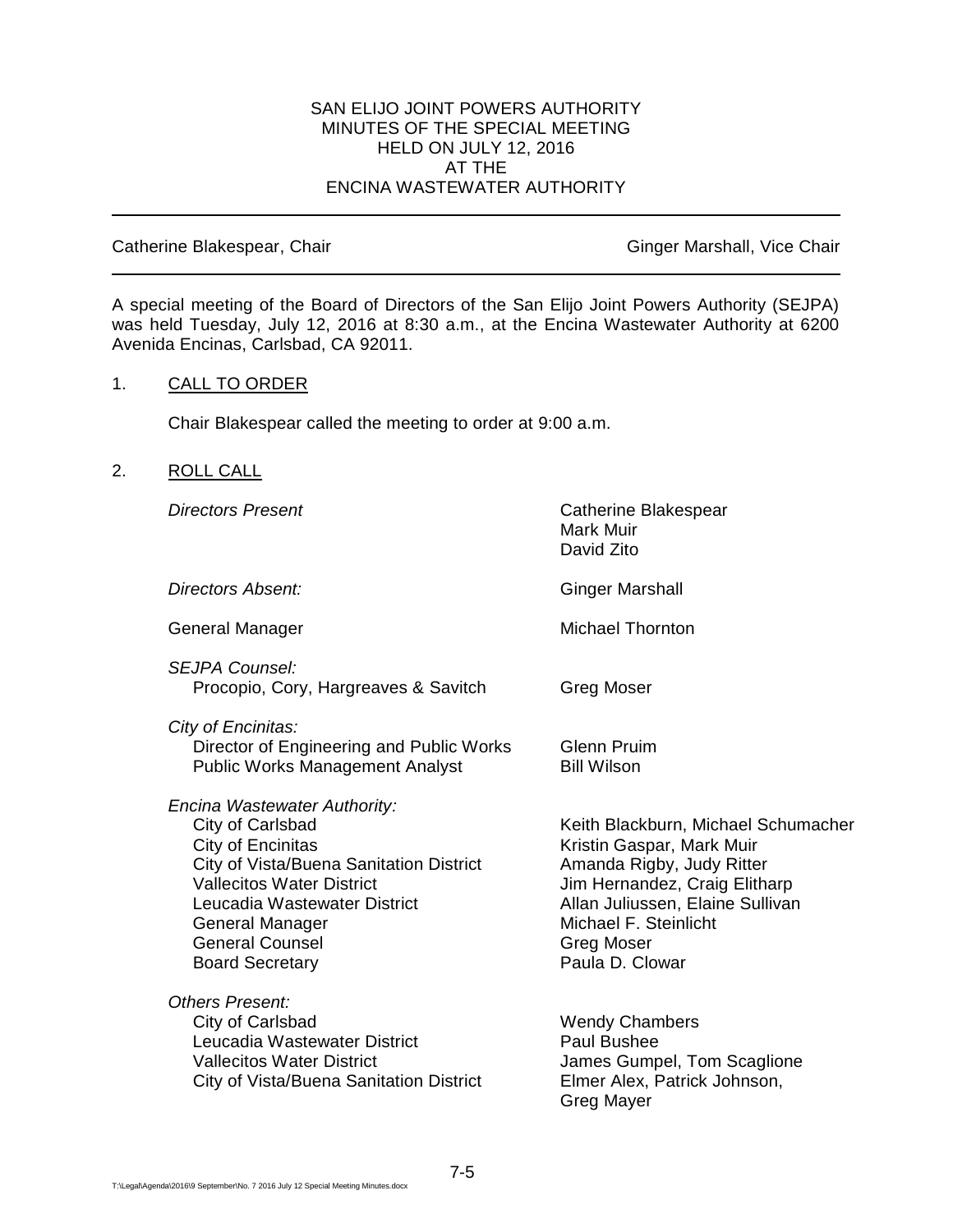# SAN ELIJO JOINT POWERS AUTHORITY
## MINUTES OF THE SPECIAL MEETING
## HELD ON JULY 12, 2016
## AT THE
## ENCINA WASTEWATER AUTHORITY

---

Catherine Blakespear, Chair — Ginger Marshall, Vice Chair

---

A special meeting of the Board of Directors of the San Elijo Joint Powers Authority (SEJPA) was held Tuesday, July 12, 2016 at 8:30 a.m., at the Encina Wastewater Authority at 6200 Avenida Encinas, Carlsbad, CA 92011.

1. CALL TO ORDER

   Chair Blakespear called the meeting to order at 9:00 a.m.

2. ROLL CALL

| | |
|---|---|
| *Directors Present* | Catherine Blakespear<br>Mark Muir<br>David Zito |
| *Directors Absent:* | Ginger Marshall |
| General Manager | Michael Thornton |
| *SEJPA Counsel:* | |
| Procopio, Cory, Hargreaves & Savitch | Greg Moser |
| *City of Encinitas:* | |
| Director of Engineering and Public Works | Glenn Pruim |
| Public Works Management Analyst | Bill Wilson |
| *Encina Wastewater Authority:* | |
| City of Carlsbad | Keith Blackburn, Michael Schumacher |
| City of Encinitas | Kristin Gaspar, Mark Muir |
| City of Vista/Buena Sanitation District | Amanda Rigby, Judy Ritter |
| Vallecitos Water District | Jim Hernandez, Craig Elitharp |
| Leucadia Wastewater District | Allan Juliussen, Elaine Sullivan |
| General Manager | Michael F. Steinlicht |
| General Counsel | Greg Moser |
| Board Secretary | Paula D. Clowar |
| *Others Present:* | |
| City of Carlsbad | Wendy Chambers |
| Leucadia Wastewater District | Paul Bushee |
| Vallecitos Water District | James Gumpel, Tom Scaglione |
| City of Vista/Buena Sanitation District | Elmer Alex, Patrick Johnson,<br>Greg Mayer |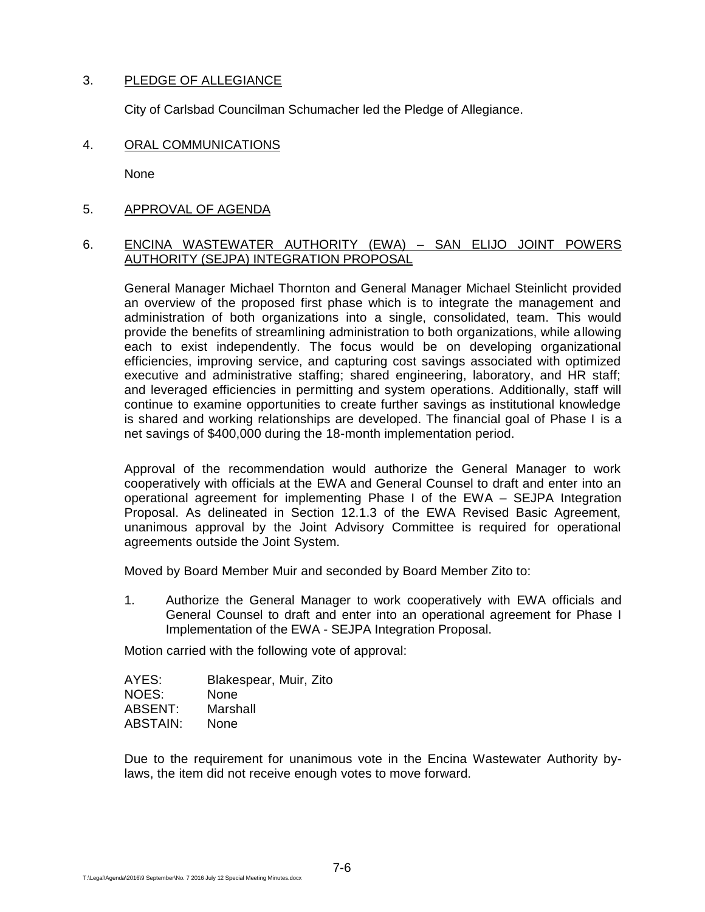3. <u>PLEDGE OF ALLEGIANCE</u>

   City of Carlsbad Councilman Schumacher led the Pledge of Allegiance.

4. <u>ORAL COMMUNICATIONS</u>

   None

5. <u>APPROVAL OF AGENDA</u>

6. <u>ENCINA WASTEWATER AUTHORITY (EWA) – SAN ELIJO JOINT POWERS AUTHORITY (SEJPA) INTEGRATION PROPOSAL</u>

   General Manager Michael Thornton and General Manager Michael Steinlicht provided an overview of the proposed first phase which is to integrate the management and administration of both organizations into a single, consolidated, team. This would provide the benefits of streamlining administration to both organizations, while allowing each to exist independently. The focus would be on developing organizational efficiencies, improving service, and capturing cost savings associated with optimized executive and administrative staffing; shared engineering, laboratory, and HR staff; and leveraged efficiencies in permitting and system operations. Additionally, staff will continue to examine opportunities to create further savings as institutional knowledge is shared and working relationships are developed. The financial goal of Phase I is a net savings of $400,000 during the 18-month implementation period.

   Approval of the recommendation would authorize the General Manager to work cooperatively with officials at the EWA and General Counsel to draft and enter into an operational agreement for implementing Phase I of the EWA – SEJPA Integration Proposal. As delineated in Section 12.1.3 of the EWA Revised Basic Agreement, unanimous approval by the Joint Advisory Committee is required for operational agreements outside the Joint System.

   Moved by Board Member Muir and seconded by Board Member Zito to:

   1. Authorize the General Manager to work cooperatively with EWA officials and General Counsel to draft and enter into an operational agreement for Phase I Implementation of the EWA - SEJPA Integration Proposal.

   Motion carried with the following vote of approval:

   AYES: Blakespear, Muir, Zito
   NOES: None
   ABSENT: Marshall
   ABSTAIN: None

   Due to the requirement for unanimous vote in the Encina Wastewater Authority by-laws, the item did not receive enough votes to move forward.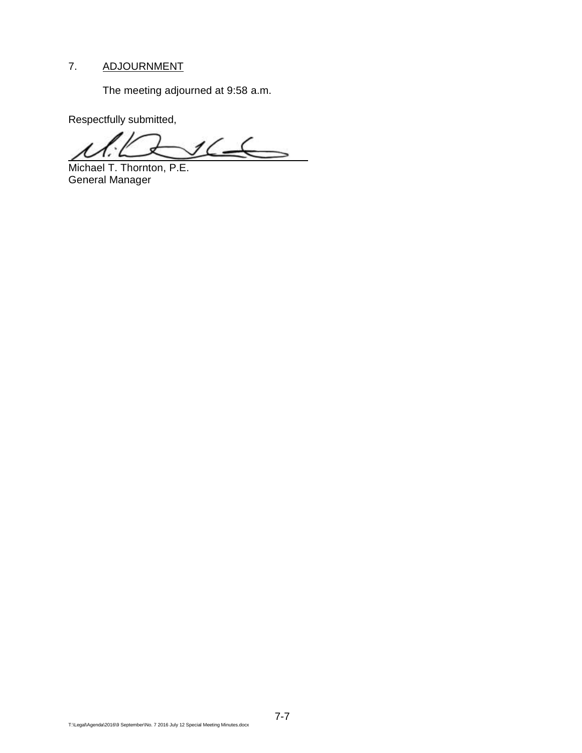7. ADJOURNMENT

The meeting adjourned at 9:58 a.m.

Respectfully submitted,

Michael T. Thornton, P.E.
General Manager

T:\Legal\Agenda\2016\9 September\No. 7 2016 July 12 Special Meeting Minutes.docx